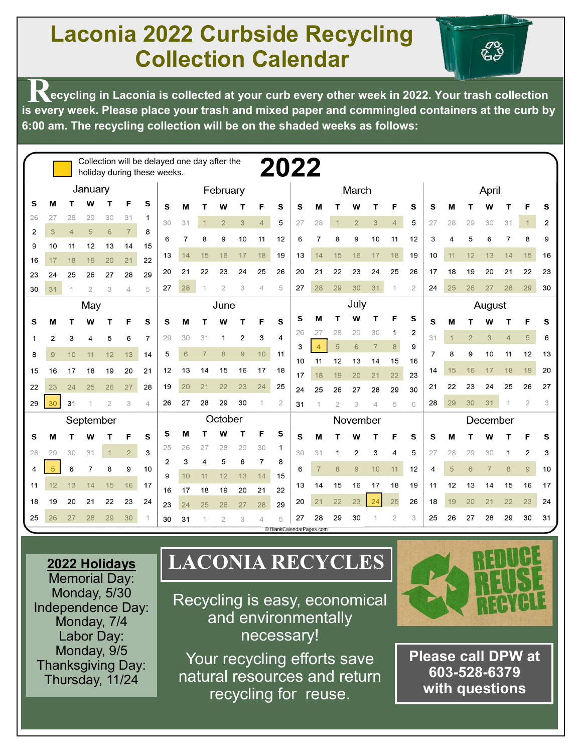# Laconia 2022 Curbside Recycling Collection Calendar

**Recycling in Laconia is collected at your curb every other week in 2022. Your trash collection is every week. Please place your trash and mixed paper and commingled containers at the curb by 6:00 am. The recycling collection will be on the shaded weeks as follows:**

Collection will be delayed one day after the holiday during these weeks.

## 2022

Recycling collection (shaded) weeks:

| Month | Shaded weeks |
|---|---|
| January | Jan 3–7; Jan 17–21; Jan 31 – Feb 4 |
| February | Feb 1–4; Feb 14–18; Feb 28 – Mar 4 |
| March | Mar 1–4; Mar 14–18; Mar 28–31 |
| April | Apr 1; Apr 11–15; Apr 25–29 |
| May | May 9–13; May 23–27; May 30 (holiday delay week) |
| June | Jun 6–10; Jun 20–24 |
| July | Jul 4–8 (holiday delay week); Jul 18–22 |
| August | Aug 1–5; Aug 15–19; Aug 29–31 |
| September | Sep 1–2; Sep 5 (holiday delay week); Sep 12–16; Sep 26–30 |
| October | Oct 10–14; Oct 24–28 |
| November | Nov 7–11; Nov 21–25 (Nov 24 holiday delay) |
| December | Dec 5–9; Dec 19–23 |

© BlankCalendarPages.com

**2022 Holidays**

- Memorial Day: Monday, 5/30
- Independence Day: Monday, 7/4
- Labor Day: Monday, 9/5
- Thanksgiving Day: Thursday, 11/24

## LACONIA RECYCLES

Recycling is easy, economical and environmentally necessary!

Your recycling efforts save natural resources and return recycling for reuse.

REDUCE REUSE RECYCLE

**Please call DPW at 603-528-6379 with questions**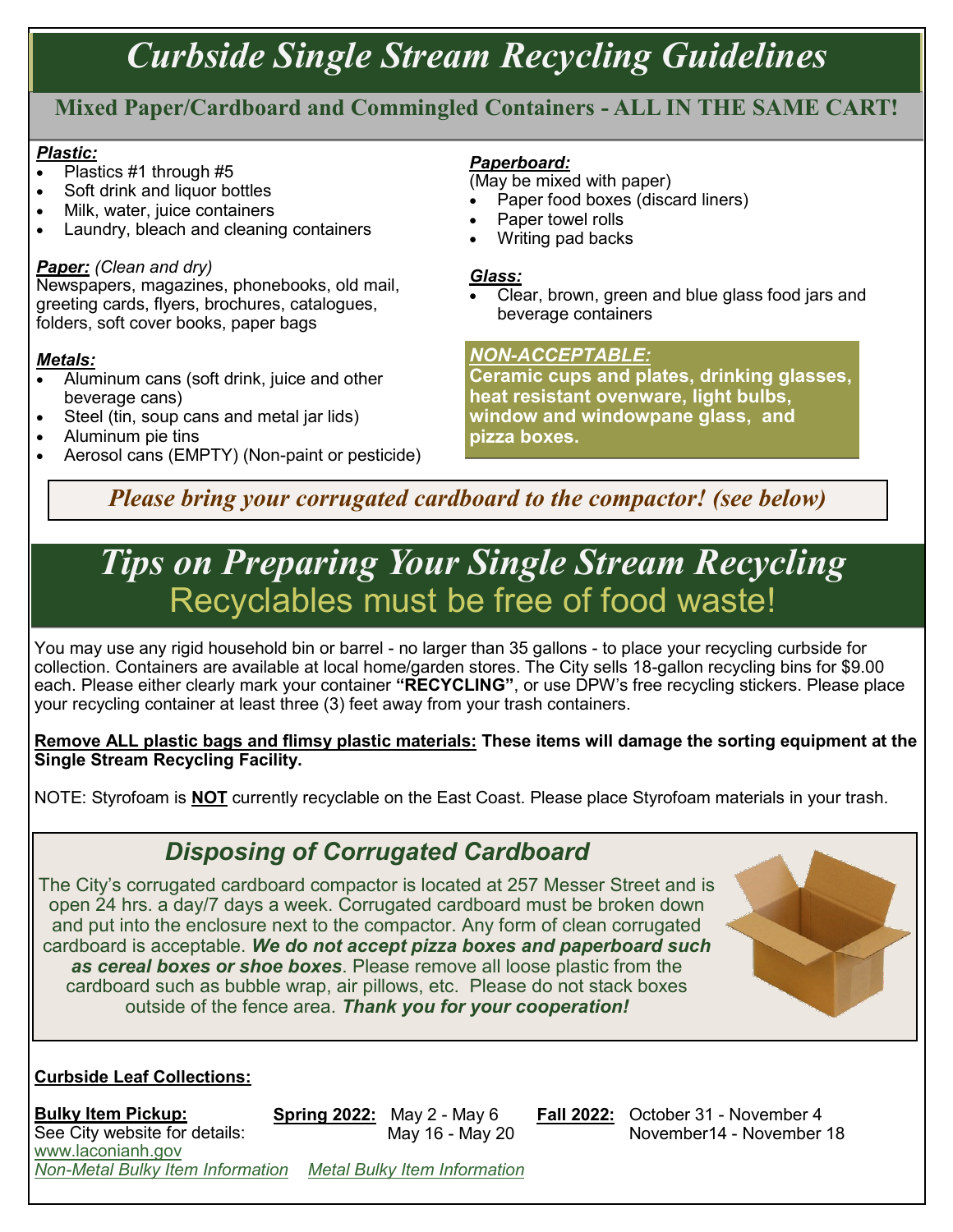# *Curbside Single Stream Recycling Guidelines*

## Mixed Paper/Cardboard and Commingled Containers - ALL IN THE SAME CART!

***Plastic:***

- Plastics #1 through #5
- Soft drink and liquor bottles
- Milk, water, juice containers
- Laundry, bleach and cleaning containers

***Paper:*** *(Clean and dry)*
Newspapers, magazines, phonebooks, old mail, greeting cards, flyers, brochures, catalogues, folders, soft cover books, paper bags

***Metals:***

- Aluminum cans (soft drink, juice and other beverage cans)
- Steel (tin, soup cans and metal jar lids)
- Aluminum pie tins
- Aerosol cans (EMPTY) (Non-paint or pesticide)

***Paperboard:***
(May be mixed with paper)

- Paper food boxes (discard liners)
- Paper towel rolls
- Writing pad backs

***Glass:***

- Clear, brown, green and blue glass food jars and beverage containers

***NON-ACCEPTABLE:***
**Ceramic cups and plates, drinking glasses, heat resistant ovenware, light bulbs, window and windowpane glass, and pizza boxes.**

***Please bring your corrugated cardboard to the compactor! (see below)***

# *Tips on Preparing Your Single Stream Recycling*

## Recyclables must be free of food waste!

You may use any rigid household bin or barrel - no larger than 35 gallons - to place your recycling curbside for collection. Containers are available at local home/garden stores. The City sells 18-gallon recycling bins for $9.00 each. Please either clearly mark your container **"RECYCLING"**, or use DPW's free recycling stickers. Please place your recycling container at least three (3) feet away from your trash containers.

**Remove ALL plastic bags and flimsy plastic materials: These items will damage the sorting equipment at the Single Stream Recycling Facility.**

NOTE: Styrofoam is **NOT** currently recyclable on the East Coast. Please place Styrofoam materials in your trash.

## *Disposing of Corrugated Cardboard*

The City's corrugated cardboard compactor is located at 257 Messer Street and is open 24 hrs. a day/7 days a week. Corrugated cardboard must be broken down and put into the enclosure next to the compactor. Any form of clean corrugated cardboard is acceptable. ***We do not accept pizza boxes and paperboard such as cereal boxes or shoe boxes***. Please remove all loose plastic from the cardboard such as bubble wrap, air pillows, etc. Please do not stack boxes outside of the fence area. ***Thank you for your cooperation!***

**Curbside Leaf Collections:**

**Bulky Item Pickup:**
See City website for details:
www.laconianh.gov
*Non-Metal Bulky Item Information* *Metal Bulky Item Information*

**Spring 2022:** May 2 - May 6
May 16 - May 20

**Fall 2022:** October 31 - November 4
November14 - November 18